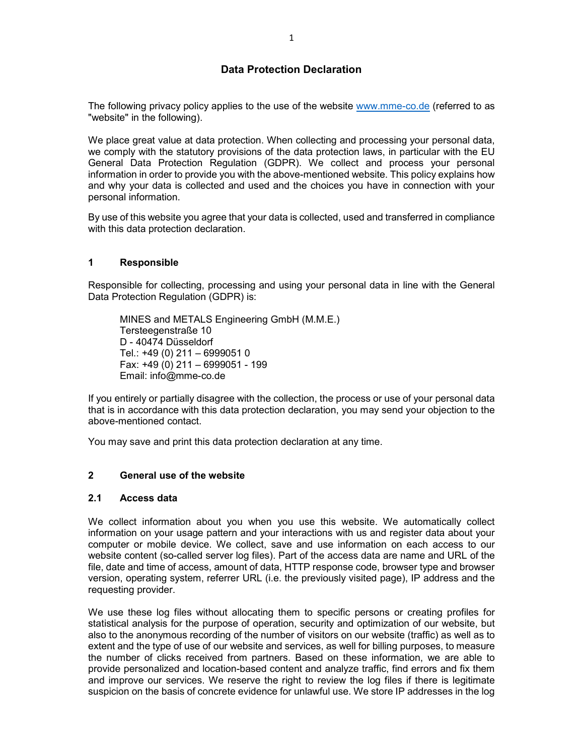# Data Protection Declaration

The following privacy policy applies to the use of the website www.mme-co.de (referred to as "website" in the following).

We place great value at data protection. When collecting and processing your personal data, we comply with the statutory provisions of the data protection laws, in particular with the EU General Data Protection Regulation (GDPR). We collect and process your personal information in order to provide you with the above-mentioned website. This policy explains how and why your data is collected and used and the choices you have in connection with your personal information.

By use of this website you agree that your data is collected, used and transferred in compliance with this data protection declaration.

## 1 Responsible

Responsible for collecting, processing and using your personal data in line with the General Data Protection Regulation (GDPR) is:

> MINES and METALS Engineering GmbH (M.M.E.)
> Tersteegenstraße 10
> D - 40474 Düsseldorf
> Tel.: +49 (0) 211 – 6999051 0
> Fax: +49 (0) 211 – 6999051 - 199
> Email: info@mme-co.de

If you entirely or partially disagree with the collection, the process or use of your personal data that is in accordance with this data protection declaration, you may send your objection to the above-mentioned contact.

You may save and print this data protection declaration at any time.

## 2 General use of the website

### 2.1 Access data

We collect information about you when you use this website. We automatically collect information on your usage pattern and your interactions with us and register data about your computer or mobile device. We collect, save and use information on each access to our website content (so-called server log files). Part of the access data are name and URL of the file, date and time of access, amount of data, HTTP response code, browser type and browser version, operating system, referrer URL (i.e. the previously visited page), IP address and the requesting provider.

We use these log files without allocating them to specific persons or creating profiles for statistical analysis for the purpose of operation, security and optimization of our website, but also to the anonymous recording of the number of visitors on our website (traffic) as well as to extent and the type of use of our website and services, as well for billing purposes, to measure the number of clicks received from partners. Based on these information, we are able to provide personalized and location-based content and analyze traffic, find errors and fix them and improve our services. We reserve the right to review the log files if there is legitimate suspicion on the basis of concrete evidence for unlawful use. We store IP addresses in the log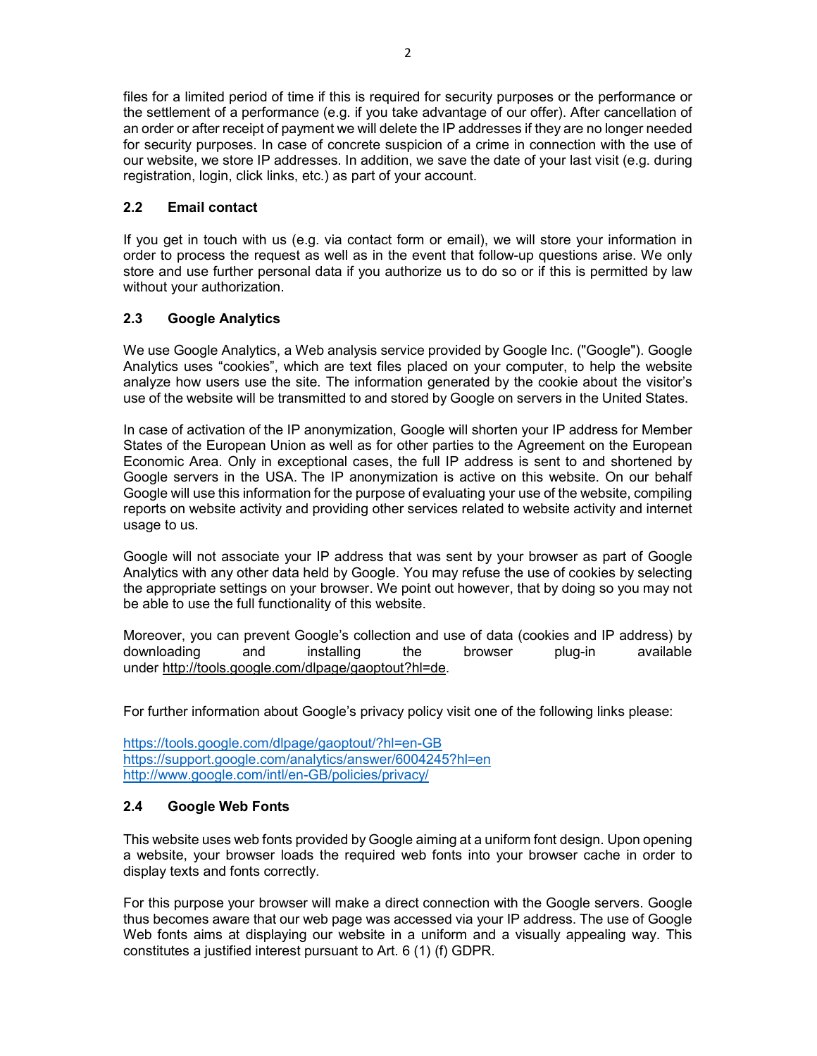files for a limited period of time if this is required for security purposes or the performance or the settlement of a performance (e.g. if you take advantage of our offer). After cancellation of an order or after receipt of payment we will delete the IP addresses if they are no longer needed for security purposes. In case of concrete suspicion of a crime in connection with the use of our website, we store IP addresses. In addition, we save the date of your last visit (e.g. during registration, login, click links, etc.) as part of your account.

### 2.2 Email contact

If you get in touch with us (e.g. via contact form or email), we will store your information in order to process the request as well as in the event that follow-up questions arise. We only store and use further personal data if you authorize us to do so or if this is permitted by law without your authorization.

### 2.3 Google Analytics

We use Google Analytics, a Web analysis service provided by Google Inc. ("Google"). Google Analytics uses “cookies”, which are text files placed on your computer, to help the website analyze how users use the site. The information generated by the cookie about the visitor’s use of the website will be transmitted to and stored by Google on servers in the United States.

In case of activation of the IP anonymization, Google will shorten your IP address for Member States of the European Union as well as for other parties to the Agreement on the European Economic Area. Only in exceptional cases, the full IP address is sent to and shortened by Google servers in the USA. The IP anonymization is active on this website. On our behalf Google will use this information for the purpose of evaluating your use of the website, compiling reports on website activity and providing other services related to website activity and internet usage to us.

Google will not associate your IP address that was sent by your browser as part of Google Analytics with any other data held by Google. You may refuse the use of cookies by selecting the appropriate settings on your browser. We point out however, that by doing so you may not be able to use the full functionality of this website.

Moreover, you can prevent Google’s collection and use of data (cookies and IP address) by downloading and installing the browser plug-in available under http://tools.google.com/dlpage/gaoptout?hl=de.

For further information about Google’s privacy policy visit one of the following links please:

https://tools.google.com/dlpage/gaoptout/?hl=en-GB
https://support.google.com/analytics/answer/6004245?hl=en
http://www.google.com/intl/en-GB/policies/privacy/

### 2.4 Google Web Fonts

This website uses web fonts provided by Google aiming at a uniform font design. Upon opening a website, your browser loads the required web fonts into your browser cache in order to display texts and fonts correctly.

For this purpose your browser will make a direct connection with the Google servers. Google thus becomes aware that our web page was accessed via your IP address. The use of Google Web fonts aims at displaying our website in a uniform and a visually appealing way. This constitutes a justified interest pursuant to Art. 6 (1) (f) GDPR.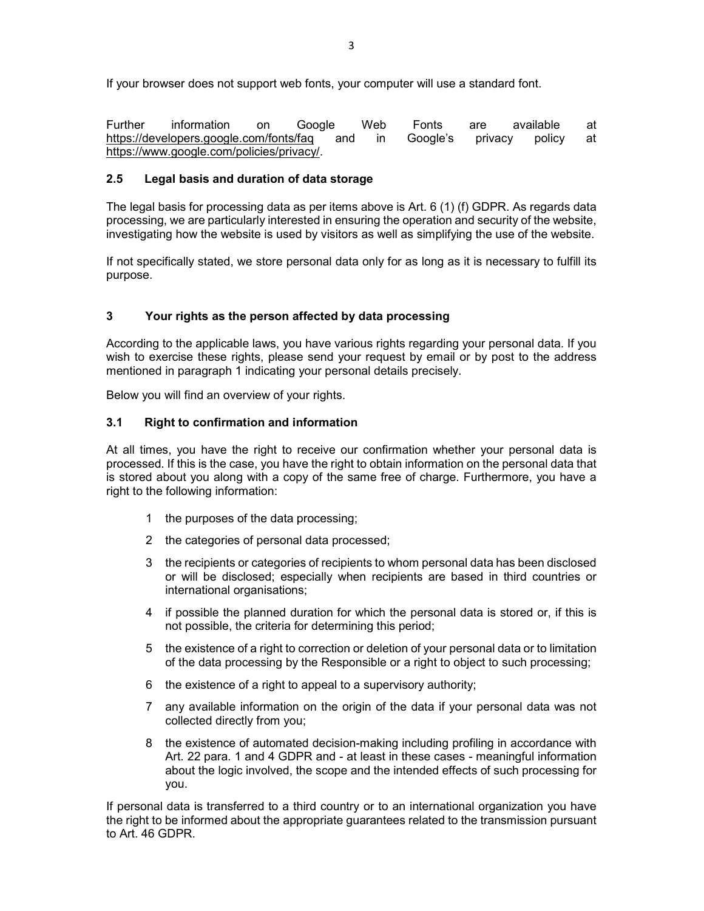If your browser does not support web fonts, your computer will use a standard font.

Further information on Google Web Fonts are available at https://developers.google.com/fonts/faq and in Google's privacy policy at https://www.google.com/policies/privacy/.

### 2.5 Legal basis and duration of data storage

The legal basis for processing data as per items above is Art. 6 (1) (f) GDPR. As regards data processing, we are particularly interested in ensuring the operation and security of the website, investigating how the website is used by visitors as well as simplifying the use of the website.

If not specifically stated, we store personal data only for as long as it is necessary to fulfill its purpose.

## 3 Your rights as the person affected by data processing

According to the applicable laws, you have various rights regarding your personal data. If you wish to exercise these rights, please send your request by email or by post to the address mentioned in paragraph 1 indicating your personal details precisely.

Below you will find an overview of your rights.

### 3.1 Right to confirmation and information

At all times, you have the right to receive our confirmation whether your personal data is processed. If this is the case, you have the right to obtain information on the personal data that is stored about you along with a copy of the same free of charge. Furthermore, you have a right to the following information:

1. the purposes of the data processing;
2. the categories of personal data processed;
3. the recipients or categories of recipients to whom personal data has been disclosed or will be disclosed; especially when recipients are based in third countries or international organisations;
4. if possible the planned duration for which the personal data is stored or, if this is not possible, the criteria for determining this period;
5. the existence of a right to correction or deletion of your personal data or to limitation of the data processing by the Responsible or a right to object to such processing;
6. the existence of a right to appeal to a supervisory authority;
7. any available information on the origin of the data if your personal data was not collected directly from you;
8. the existence of automated decision-making including profiling in accordance with Art. 22 para. 1 and 4 GDPR and - at least in these cases - meaningful information about the logic involved, the scope and the intended effects of such processing for you.

If personal data is transferred to a third country or to an international organization you have the right to be informed about the appropriate guarantees related to the transmission pursuant to Art. 46 GDPR.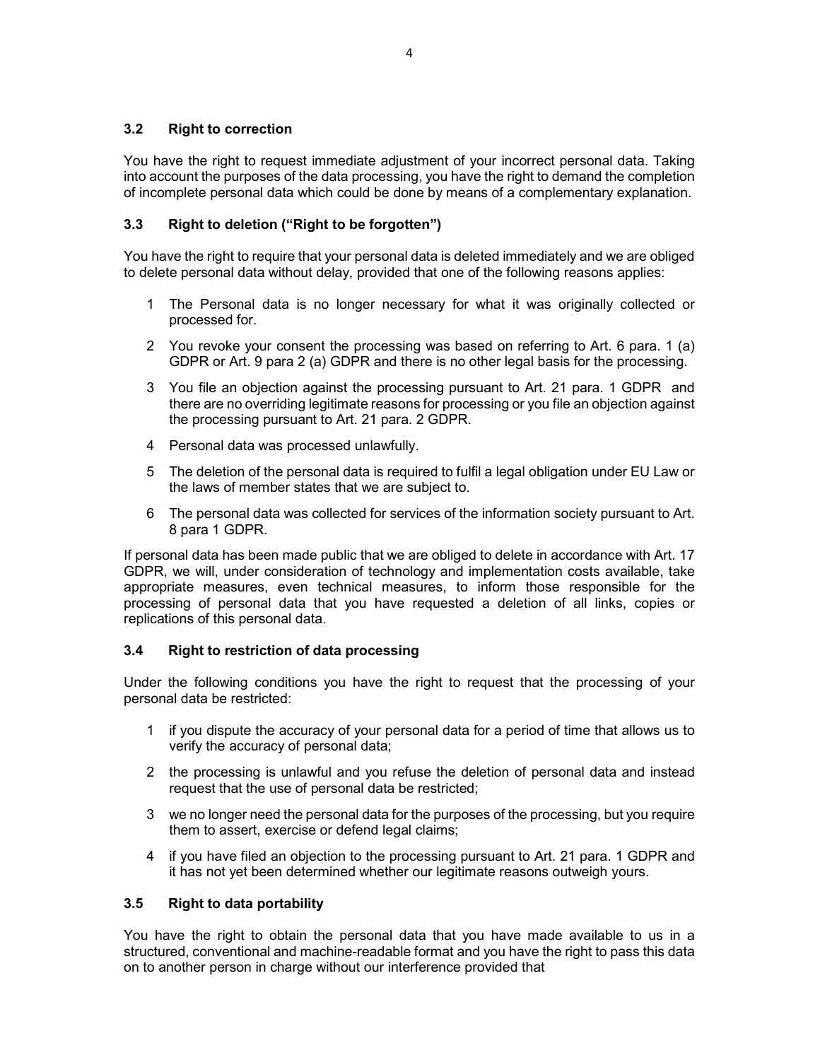### 3.2 Right to correction

You have the right to request immediate adjustment of your incorrect personal data. Taking into account the purposes of the data processing, you have the right to demand the completion of incomplete personal data which could be done by means of a complementary explanation.

### 3.3 Right to deletion (“Right to be forgotten”)

You have the right to require that your personal data is deleted immediately and we are obliged to delete personal data without delay, provided that one of the following reasons applies:

1. The Personal data is no longer necessary for what it was originally collected or processed for.
2. You revoke your consent the processing was based on referring to Art. 6 para. 1 (a) GDPR or Art. 9 para 2 (a) GDPR and there is no other legal basis for the processing.
3. You file an objection against the processing pursuant to Art. 21 para. 1 GDPR and there are no overriding legitimate reasons for processing or you file an objection against the processing pursuant to Art. 21 para. 2 GDPR.
4. Personal data was processed unlawfully.
5. The deletion of the personal data is required to fulfil a legal obligation under EU Law or the laws of member states that we are subject to.
6. The personal data was collected for services of the information society pursuant to Art. 8 para 1 GDPR.

If personal data has been made public that we are obliged to delete in accordance with Art. 17 GDPR, we will, under consideration of technology and implementation costs available, take appropriate measures, even technical measures, to inform those responsible for the processing of personal data that you have requested a deletion of all links, copies or replications of this personal data.

### 3.4 Right to restriction of data processing

Under the following conditions you have the right to request that the processing of your personal data be restricted:

1. if you dispute the accuracy of your personal data for a period of time that allows us to verify the accuracy of personal data;
2. the processing is unlawful and you refuse the deletion of personal data and instead request that the use of personal data be restricted;
3. we no longer need the personal data for the purposes of the processing, but you require them to assert, exercise or defend legal claims;
4. if you have filed an objection to the processing pursuant to Art. 21 para. 1 GDPR and it has not yet been determined whether our legitimate reasons outweigh yours.

### 3.5 Right to data portability

You have the right to obtain the personal data that you have made available to us in a structured, conventional and machine-readable format and you have the right to pass this data on to another person in charge without our interference provided that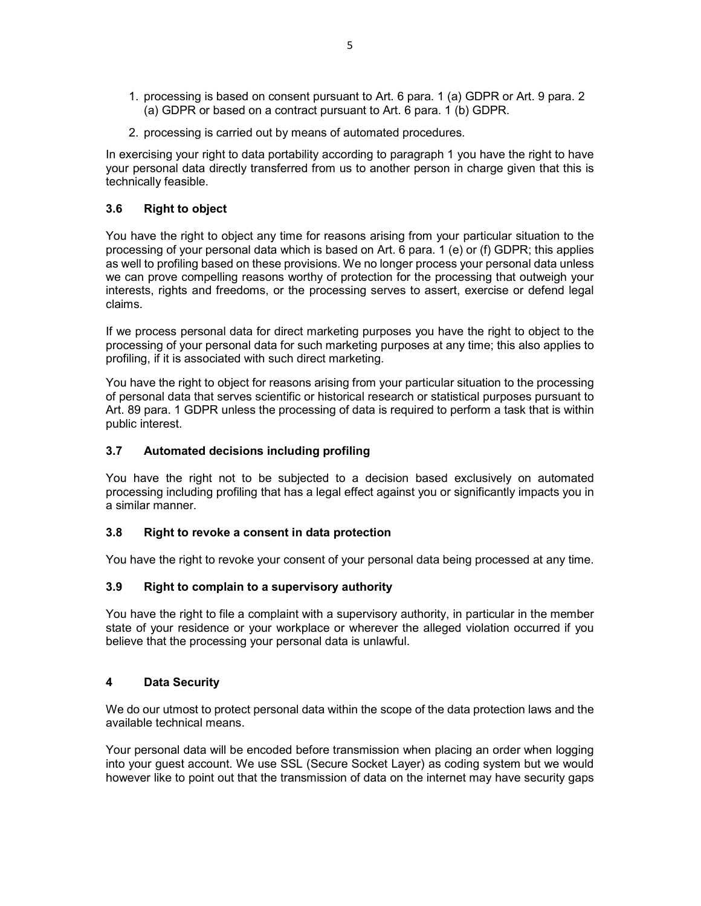1. processing is based on consent pursuant to Art. 6 para. 1 (a) GDPR or Art. 9 para. 2 (a) GDPR or based on a contract pursuant to Art. 6 para. 1 (b) GDPR.
2. processing is carried out by means of automated procedures.

In exercising your right to data portability according to paragraph 1 you have the right to have your personal data directly transferred from us to another person in charge given that this is technically feasible.

### 3.6 Right to object

You have the right to object any time for reasons arising from your particular situation to the processing of your personal data which is based on Art. 6 para. 1 (e) or (f) GDPR; this applies as well to profiling based on these provisions. We no longer process your personal data unless we can prove compelling reasons worthy of protection for the processing that outweigh your interests, rights and freedoms, or the processing serves to assert, exercise or defend legal claims.

If we process personal data for direct marketing purposes you have the right to object to the processing of your personal data for such marketing purposes at any time; this also applies to profiling, if it is associated with such direct marketing.

You have the right to object for reasons arising from your particular situation to the processing of personal data that serves scientific or historical research or statistical purposes pursuant to Art. 89 para. 1 GDPR unless the processing of data is required to perform a task that is within public interest.

### 3.7 Automated decisions including profiling

You have the right not to be subjected to a decision based exclusively on automated processing including profiling that has a legal effect against you or significantly impacts you in a similar manner.

### 3.8 Right to revoke a consent in data protection

You have the right to revoke your consent of your personal data being processed at any time.

### 3.9 Right to complain to a supervisory authority

You have the right to file a complaint with a supervisory authority, in particular in the member state of your residence or your workplace or wherever the alleged violation occurred if you believe that the processing your personal data is unlawful.

## 4 Data Security

We do our utmost to protect personal data within the scope of the data protection laws and the available technical means.

Your personal data will be encoded before transmission when placing an order when logging into your guest account. We use SSL (Secure Socket Layer) as coding system but we would however like to point out that the transmission of data on the internet may have security gaps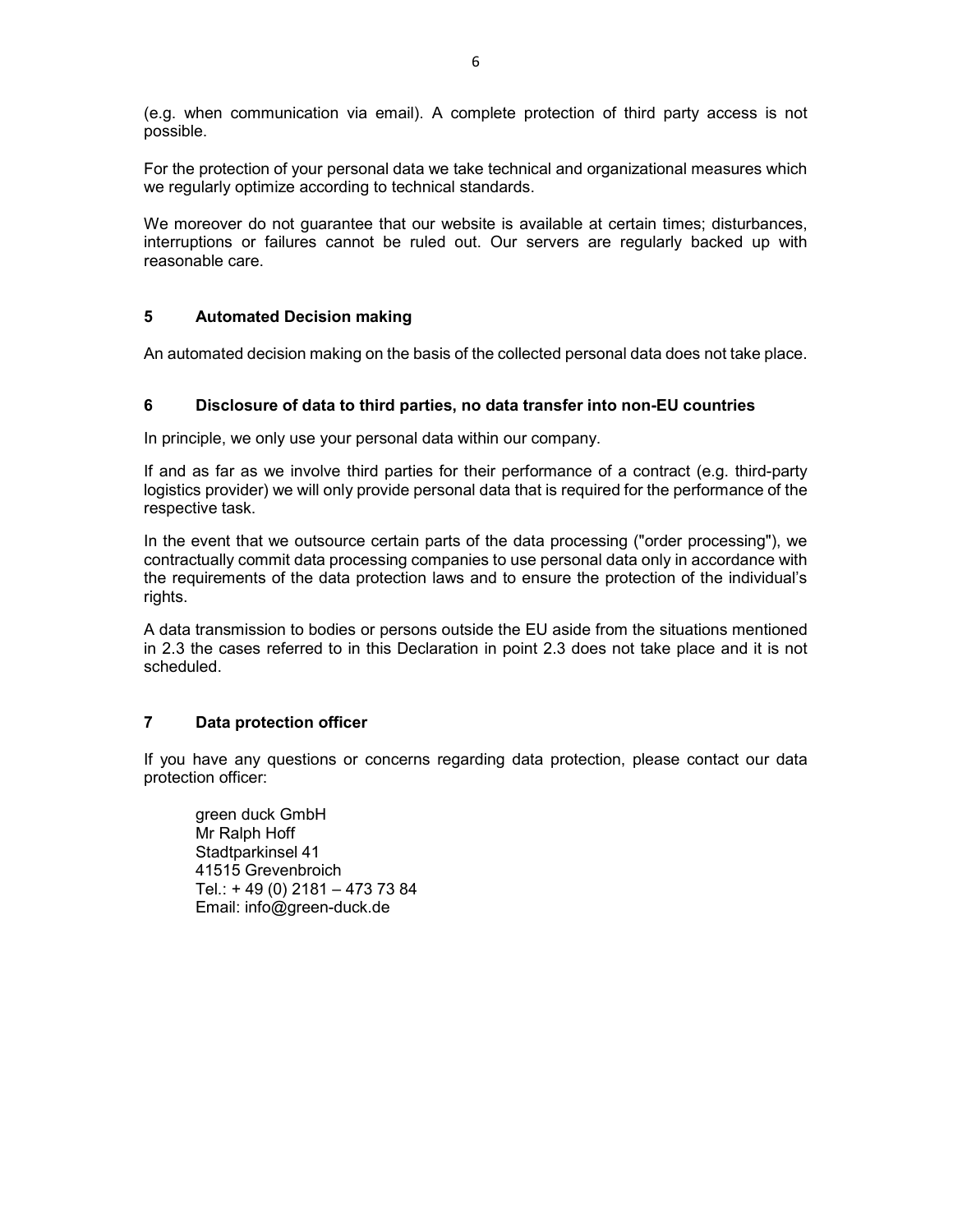(e.g. when communication via email). A complete protection of third party access is not possible.

For the protection of your personal data we take technical and organizational measures which we regularly optimize according to technical standards.

We moreover do not guarantee that our website is available at certain times; disturbances, interruptions or failures cannot be ruled out. Our servers are regularly backed up with reasonable care.

## 5 Automated Decision making

An automated decision making on the basis of the collected personal data does not take place.

## 6 Disclosure of data to third parties, no data transfer into non-EU countries

In principle, we only use your personal data within our company.

If and as far as we involve third parties for their performance of a contract (e.g. third-party logistics provider) we will only provide personal data that is required for the performance of the respective task.

In the event that we outsource certain parts of the data processing ("order processing"), we contractually commit data processing companies to use personal data only in accordance with the requirements of the data protection laws and to ensure the protection of the individual's rights.

A data transmission to bodies or persons outside the EU aside from the situations mentioned in 2.3 the cases referred to in this Declaration in point 2.3 does not take place and it is not scheduled.

## 7 Data protection officer

If you have any questions or concerns regarding data protection, please contact our data protection officer:

green duck GmbH
Mr Ralph Hoff
Stadtparkinsel 41
41515 Grevenbroich
Tel.: + 49 (0) 2181 – 473 73 84
Email: info@green-duck.de